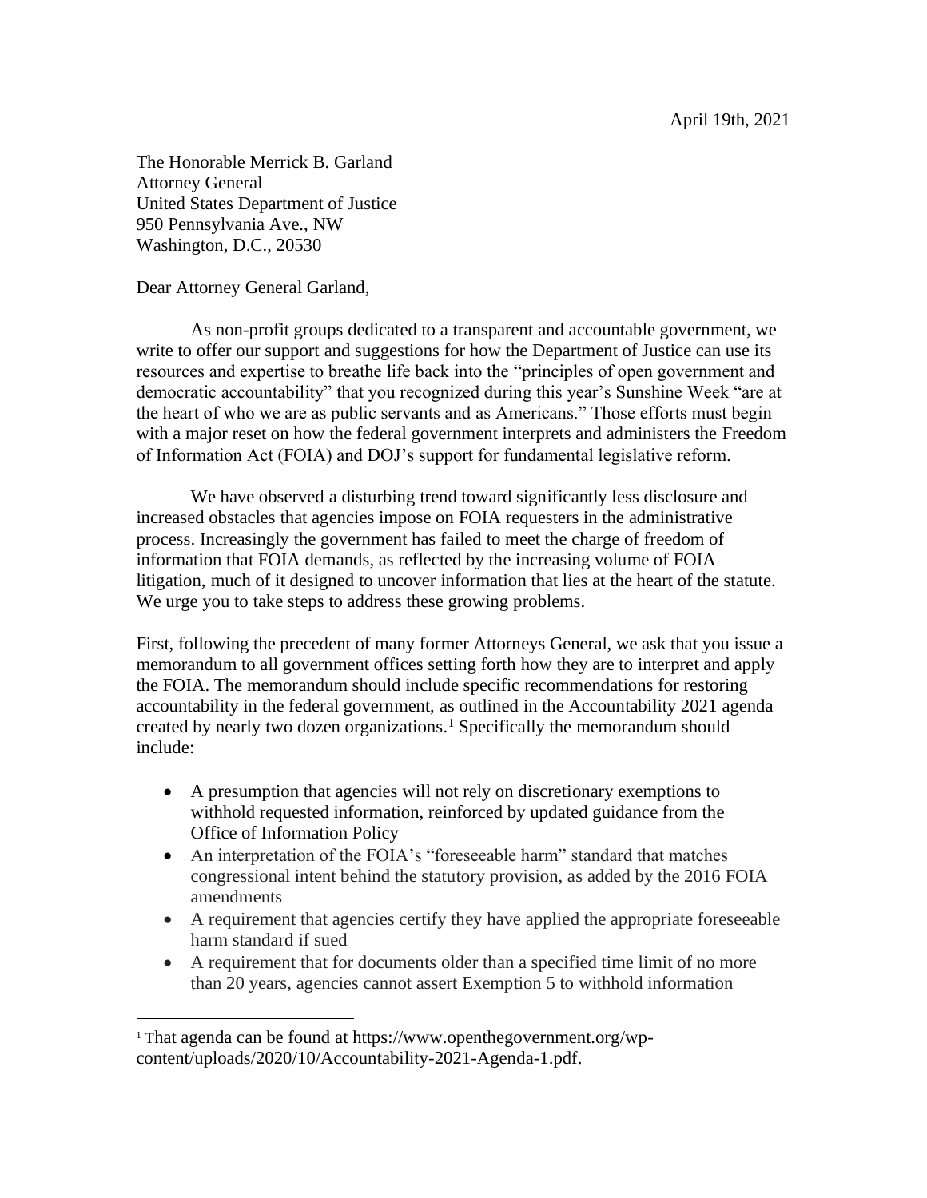April 19th, 2021

The Honorable Merrick B. Garland
Attorney General
United States Department of Justice
950 Pennsylvania Ave., NW
Washington, D.C., 20530

Dear Attorney General Garland,

As non-profit groups dedicated to a transparent and accountable government, we write to offer our support and suggestions for how the Department of Justice can use its resources and expertise to breathe life back into the "principles of open government and democratic accountability" that you recognized during this year's Sunshine Week "are at the heart of who we are as public servants and as Americans." Those efforts must begin with a major reset on how the federal government interprets and administers the Freedom of Information Act (FOIA) and DOJ's support for fundamental legislative reform.

We have observed a disturbing trend toward significantly less disclosure and increased obstacles that agencies impose on FOIA requesters in the administrative process. Increasingly the government has failed to meet the charge of freedom of information that FOIA demands, as reflected by the increasing volume of FOIA litigation, much of it designed to uncover information that lies at the heart of the statute. We urge you to take steps to address these growing problems.

First, following the precedent of many former Attorneys General, we ask that you issue a memorandum to all government offices setting forth how they are to interpret and apply the FOIA. The memorandum should include specific recommendations for restoring accountability in the federal government, as outlined in the Accountability 2021 agenda created by nearly two dozen organizations.[1] Specifically the memorandum should include:

- A presumption that agencies will not rely on discretionary exemptions to withhold requested information, reinforced by updated guidance from the Office of Information Policy
- An interpretation of the FOIA's "foreseeable harm" standard that matches congressional intent behind the statutory provision, as added by the 2016 FOIA amendments
- A requirement that agencies certify they have applied the appropriate foreseeable harm standard if sued
- A requirement that for documents older than a specified time limit of no more than 20 years, agencies cannot assert Exemption 5 to withhold information

[1] That agenda can be found at https://www.openthegovernment.org/wp-content/uploads/2020/10/Accountability-2021-Agenda-1.pdf.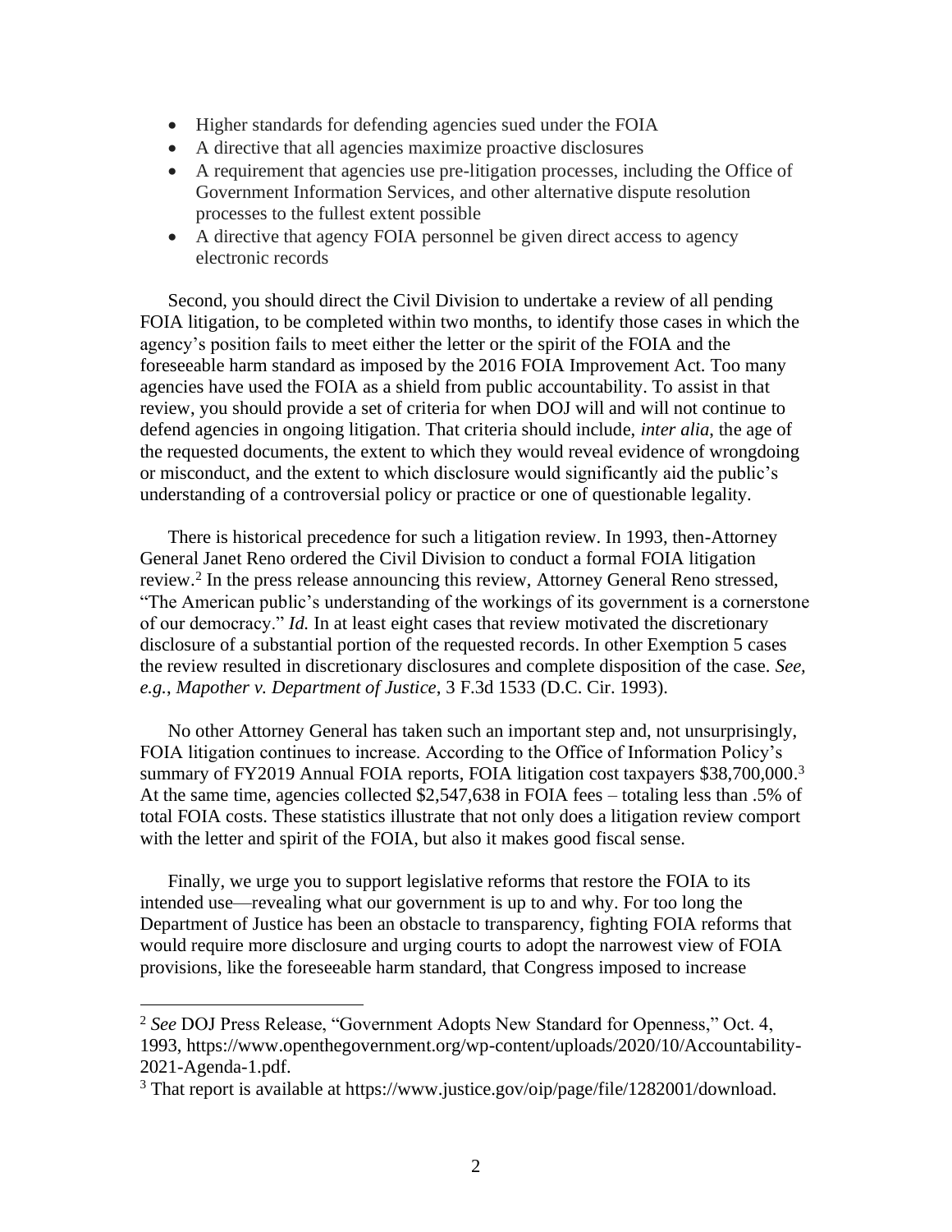- Higher standards for defending agencies sued under the FOIA
- A directive that all agencies maximize proactive disclosures
- A requirement that agencies use pre-litigation processes, including the Office of Government Information Services, and other alternative dispute resolution processes to the fullest extent possible
- A directive that agency FOIA personnel be given direct access to agency electronic records

Second, you should direct the Civil Division to undertake a review of all pending FOIA litigation, to be completed within two months, to identify those cases in which the agency's position fails to meet either the letter or the spirit of the FOIA and the foreseeable harm standard as imposed by the 2016 FOIA Improvement Act. Too many agencies have used the FOIA as a shield from public accountability. To assist in that review, you should provide a set of criteria for when DOJ will and will not continue to defend agencies in ongoing litigation. That criteria should include, *inter alia*, the age of the requested documents, the extent to which they would reveal evidence of wrongdoing or misconduct, and the extent to which disclosure would significantly aid the public's understanding of a controversial policy or practice or one of questionable legality.

There is historical precedence for such a litigation review. In 1993, then-Attorney General Janet Reno ordered the Civil Division to conduct a formal FOIA litigation review.[2] In the press release announcing this review, Attorney General Reno stressed, "The American public's understanding of the workings of its government is a cornerstone of our democracy." *Id.* In at least eight cases that review motivated the discretionary disclosure of a substantial portion of the requested records. In other Exemption 5 cases the review resulted in discretionary disclosures and complete disposition of the case. *See, e.g.*, *Mapother v. Department of Justice*, 3 F.3d 1533 (D.C. Cir. 1993).

No other Attorney General has taken such an important step and, not unsurprisingly, FOIA litigation continues to increase. According to the Office of Information Policy's summary of FY2019 Annual FOIA reports, FOIA litigation cost taxpayers $38,700,000.[3] At the same time, agencies collected $2,547,638 in FOIA fees – totaling less than .5% of total FOIA costs. These statistics illustrate that not only does a litigation review comport with the letter and spirit of the FOIA, but also it makes good fiscal sense.

Finally, we urge you to support legislative reforms that restore the FOIA to its intended use—revealing what our government is up to and why. For too long the Department of Justice has been an obstacle to transparency, fighting FOIA reforms that would require more disclosure and urging courts to adopt the narrowest view of FOIA provisions, like the foreseeable harm standard, that Congress imposed to increase

---

[2] *See* DOJ Press Release, "Government Adopts New Standard for Openness," Oct. 4, 1993, https://www.openthegovernment.org/wp-content/uploads/2020/10/Accountability-2021-Agenda-1.pdf.

[3] That report is available at https://www.justice.gov/oip/page/file/1282001/download.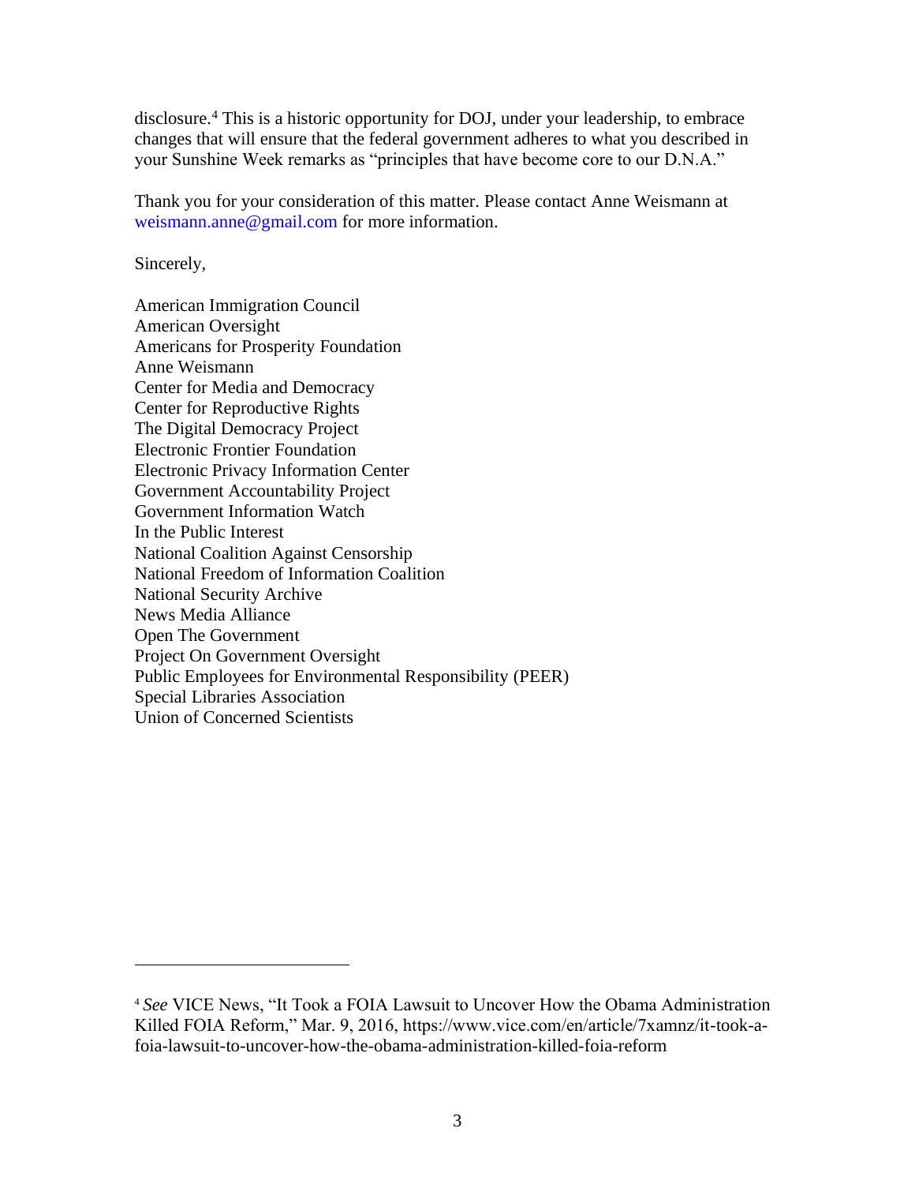disclosure.[4] This is a historic opportunity for DOJ, under your leadership, to embrace changes that will ensure that the federal government adheres to what you described in your Sunshine Week remarks as "principles that have become core to our D.N.A."

Thank you for your consideration of this matter. Please contact Anne Weismann at weismann.anne@gmail.com for more information.

Sincerely,

American Immigration Council
American Oversight
Americans for Prosperity Foundation
Anne Weismann
Center for Media and Democracy
Center for Reproductive Rights
The Digital Democracy Project
Electronic Frontier Foundation
Electronic Privacy Information Center
Government Accountability Project
Government Information Watch
In the Public Interest
National Coalition Against Censorship
National Freedom of Information Coalition
National Security Archive
News Media Alliance
Open The Government
Project On Government Oversight
Public Employees for Environmental Responsibility (PEER)
Special Libraries Association
Union of Concerned Scientists

---

[4] *See* VICE News, "It Took a FOIA Lawsuit to Uncover How the Obama Administration Killed FOIA Reform," Mar. 9, 2016, https://www.vice.com/en/article/7xamnz/it-took-a-foia-lawsuit-to-uncover-how-the-obama-administration-killed-foia-reform